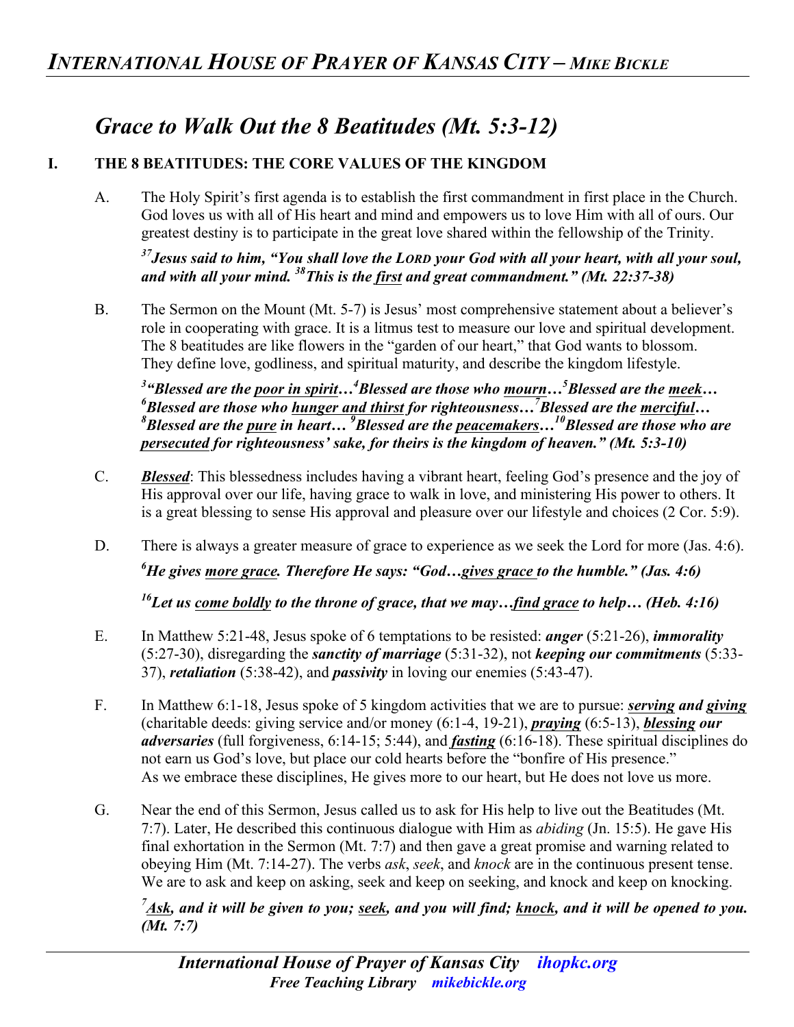# *Grace to Walk Out the 8 Beatitudes (Mt. 5:3-12)*

## I. THE 8 BEATITUDES: THE CORE VALUES OF THE KINGDOM

A. The Holy Spirit's first agenda is to establish the first commandment in first place in the Church. God loves us with all of His heart and mind and empowers us to love Him with all of ours. Our greatest destiny is to participate in the great love shared within the fellowship of the Trinity.

***[37]Jesus said to him, "You shall love the LORD your God with all your heart, with all your soul, and with all your mind. [38]This is the <u>first</u> and great commandment." (Mt. 22:37-38)***

B. The Sermon on the Mount (Mt. 5-7) is Jesus' most comprehensive statement about a believer's role in cooperating with grace. It is a litmus test to measure our love and spiritual development. The 8 beatitudes are like flowers in the "garden of our heart," that God wants to blossom. They define love, godliness, and spiritual maturity, and describe the kingdom lifestyle.

***[3]"Blessed are the <u>poor in spirit</u>…[4]Blessed are those who <u>mourn</u>…[5]Blessed are the <u>meek</u>… [6]Blessed are those who <u>hunger and thirst</u> for righteousness…[7]Blessed are the <u>merciful</u>… [8]Blessed are the <u>pure</u> in heart… [9]Blessed are the <u>peacemakers</u>…[10]Blessed are those who are <u>persecuted</u> for righteousness' sake, for theirs is the kingdom of heaven." (Mt. 5:3-10)***

C. ***<u>Blessed</u>***: This blessedness includes having a vibrant heart, feeling God's presence and the joy of His approval over our life, having grace to walk in love, and ministering His power to others. It is a great blessing to sense His approval and pleasure over our lifestyle and choices (2 Cor. 5:9).

D. There is always a greater measure of grace to experience as we seek the Lord for more (Jas. 4:6).

***[6]He gives <u>more grace</u>. Therefore He says: "God…<u>gives grace</u> to the humble." (Jas. 4:6)***

***[16]Let us <u>come boldly</u> to the throne of grace, that we may…<u>find grace</u> to help… (Heb. 4:16)***

E. In Matthew 5:21-48, Jesus spoke of 6 temptations to be resisted: ***anger*** (5:21-26), ***immorality*** (5:27-30), disregarding the ***sanctity of marriage*** (5:31-32), not ***keeping our commitments*** (5:33-37), ***retaliation*** (5:38-42), and ***passivity*** in loving our enemies (5:43-47).

F. In Matthew 6:1-18, Jesus spoke of 5 kingdom activities that we are to pursue: ***<u>serving</u> and <u>giving</u>*** (charitable deeds: giving service and/or money (6:1-4, 19-21), ***<u>praying</u>*** (6:5-13), ***<u>blessing</u> our adversaries*** (full forgiveness, 6:14-15; 5:44), and ***<u>fasting</u>*** (6:16-18). These spiritual disciplines do not earn us God's love, but place our cold hearts before the "bonfire of His presence." As we embrace these disciplines, He gives more to our heart, but He does not love us more.

G. Near the end of this Sermon, Jesus called us to ask for His help to live out the Beatitudes (Mt. 7:7). Later, He described this continuous dialogue with Him as *abiding* (Jn. 15:5). He gave His final exhortation in the Sermon (Mt. 7:7) and then gave a great promise and warning related to obeying Him (Mt. 7:14-27). The verbs *ask*, *seek*, and *knock* are in the continuous present tense. We are to ask and keep on asking, seek and keep on seeking, and knock and keep on knocking.

***[7]<u>Ask</u>, and it will be given to you; <u>seek</u>, and you will find; <u>knock</u>, and it will be opened to you. (Mt. 7:7)***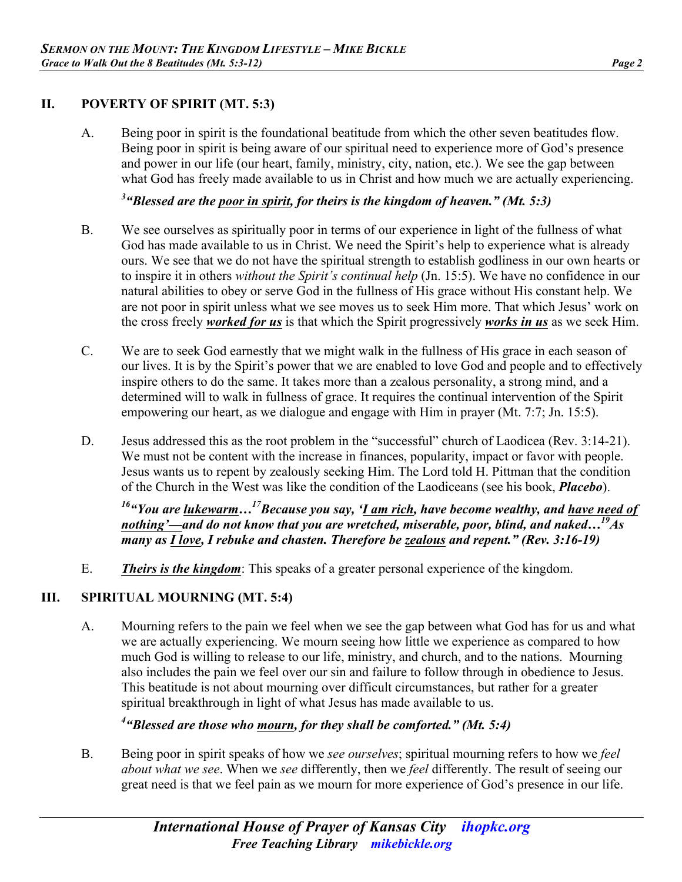## II. POVERTY OF SPIRIT (MT. 5:3)

A. Being poor in spirit is the foundational beatitude from which the other seven beatitudes flow. Being poor in spirit is being aware of our spiritual need to experience more of God's presence and power in our life (our heart, family, ministry, city, nation, etc.). We see the gap between what God has freely made available to us in Christ and how much we are actually experiencing.

> [3]***"Blessed are the <u>poor in spirit</u>, for theirs is the kingdom of heaven." (Mt. 5:3)***

B. We see ourselves as spiritually poor in terms of our experience in light of the fullness of what God has made available to us in Christ. We need the Spirit's help to experience what is already ours. We see that we do not have the spiritual strength to establish godliness in our own hearts or to inspire it in others *without the Spirit's continual help* (Jn. 15:5). We have no confidence in our natural abilities to obey or serve God in the fullness of His grace without His constant help. We are not poor in spirit unless what we see moves us to seek Him more. That which Jesus' work on the cross freely ***<u>worked for us</u>*** is that which the Spirit progressively ***<u>works in us</u>*** as we seek Him.

C. We are to seek God earnestly that we might walk in the fullness of His grace in each season of our lives. It is by the Spirit's power that we are enabled to love God and people and to effectively inspire others to do the same. It takes more than a zealous personality, a strong mind, and a determined will to walk in fullness of grace. It requires the continual intervention of the Spirit empowering our heart, as we dialogue and engage with Him in prayer (Mt. 7:7; Jn. 15:5).

D. Jesus addressed this as the root problem in the "successful" church of Laodicea (Rev. 3:14-21). We must not be content with the increase in finances, popularity, impact or favor with people. Jesus wants us to repent by zealously seeking Him. The Lord told H. Pittman that the condition of the Church in the West was like the condition of the Laodiceans (see his book, ***Placebo***).

> [16]***"You are <u>lukewarm</u>…[17]Because you say, '<u>I am rich</u>, have become wealthy, and <u>have need of nothing'—</u>and do not know that you are wretched, miserable, poor, blind, and naked…[19]As many as <u>I love</u>, I rebuke and chasten. Therefore be <u>zealous</u> and repent." (Rev. 3:16-19)***

E. ***<u>Theirs is the kingdom</u>***: This speaks of a greater personal experience of the kingdom.

## III. SPIRITUAL MOURNING (MT. 5:4)

A. Mourning refers to the pain we feel when we see the gap between what God has for us and what we are actually experiencing. We mourn seeing how little we experience as compared to how much God is willing to release to our life, ministry, and church, and to the nations. Mourning also includes the pain we feel over our sin and failure to follow through in obedience to Jesus. This beatitude is not about mourning over difficult circumstances, but rather for a greater spiritual breakthrough in light of what Jesus has made available to us.

> [4]***"Blessed are those who <u>mourn</u>, for they shall be comforted." (Mt. 5:4)***

B. Being poor in spirit speaks of how we *see ourselves*; spiritual mourning refers to how we *feel about what we see*. When we *see* differently, then we *feel* differently. The result of seeing our great need is that we feel pain as we mourn for more experience of God's presence in our life.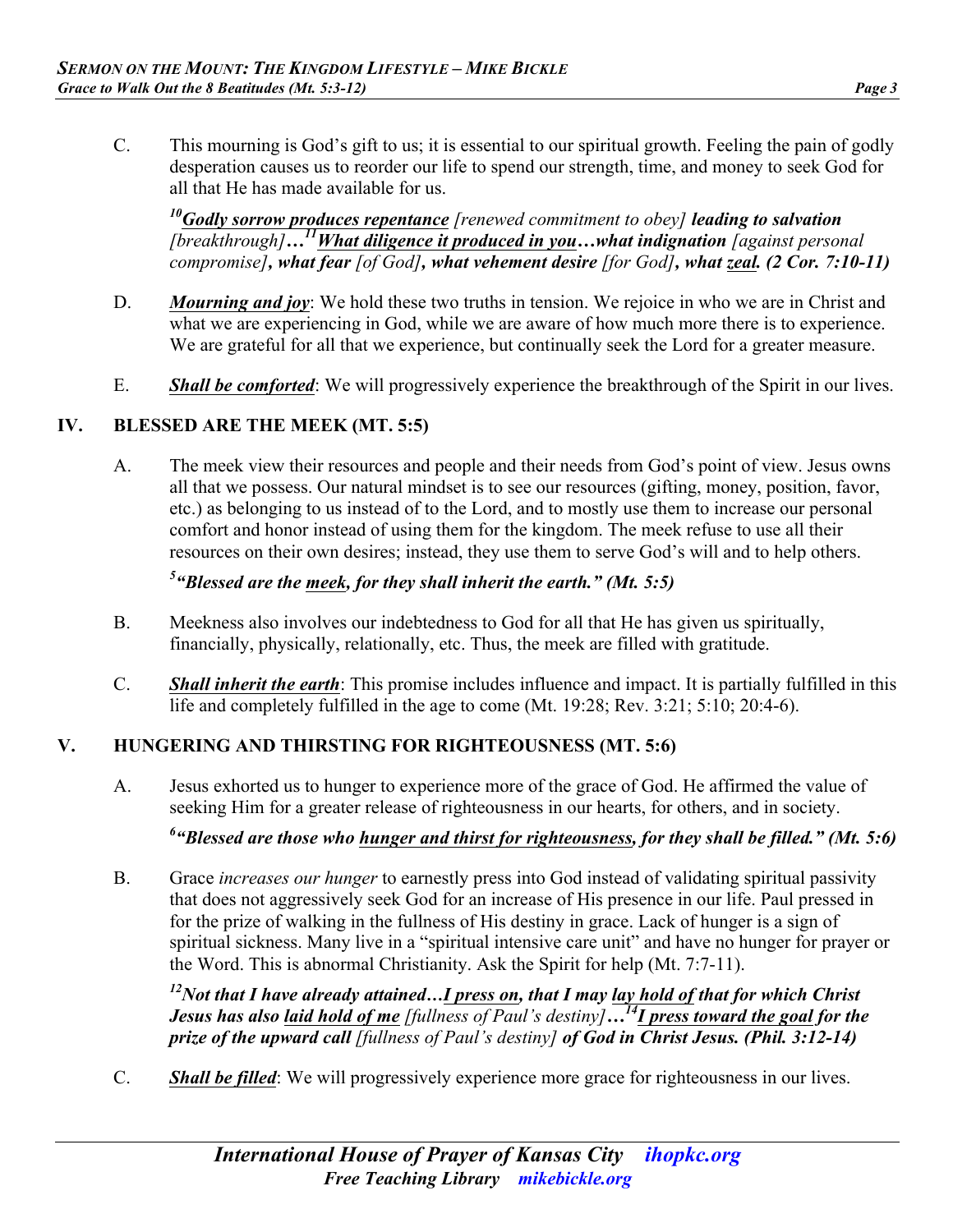C. This mourning is God's gift to us; it is essential to our spiritual growth. Feeling the pain of godly desperation causes us to reorder our life to spend our strength, time, and money to seek God for all that He has made available for us.

> [10]***Godly sorrow produces repentance*** *[renewed commitment to obey]* ***leading to salvation*** *[breakthrough]*…[11]***What diligence it produced in you…what indignation*** *[against personal compromise]*, ***what fear*** *[of God]*, ***what vehement desire*** *[for God]*, ***what zeal. (2 Cor. 7:10-11)***

D. ***Mourning and joy***: We hold these two truths in tension. We rejoice in who we are in Christ and what we are experiencing in God, while we are aware of how much more there is to experience. We are grateful for all that we experience, but continually seek the Lord for a greater measure.

E. ***Shall be comforted***: We will progressively experience the breakthrough of the Spirit in our lives.

## IV. BLESSED ARE THE MEEK (MT. 5:5)

A. The meek view their resources and people and their needs from God's point of view. Jesus owns all that we possess. Our natural mindset is to see our resources (gifting, money, position, favor, etc.) as belonging to us instead of to the Lord, and to mostly use them to increase our personal comfort and honor instead of using them for the kingdom. The meek refuse to use all their resources on their own desires; instead, they use them to serve God's will and to help others.

> [5]***"Blessed are the meek, for they shall inherit the earth." (Mt. 5:5)***

B. Meekness also involves our indebtedness to God for all that He has given us spiritually, financially, physically, relationally, etc. Thus, the meek are filled with gratitude.

C. ***Shall inherit the earth***: This promise includes influence and impact. It is partially fulfilled in this life and completely fulfilled in the age to come (Mt. 19:28; Rev. 3:21; 5:10; 20:4-6).

## V. HUNGERING AND THIRSTING FOR RIGHTEOUSNESS (MT. 5:6)

A. Jesus exhorted us to hunger to experience more of the grace of God. He affirmed the value of seeking Him for a greater release of righteousness in our hearts, for others, and in society.

> [6]***"Blessed are those who hunger and thirst for righteousness, for they shall be filled." (Mt. 5:6)***

B. Grace *increases our hunger* to earnestly press into God instead of validating spiritual passivity that does not aggressively seek God for an increase of His presence in our life. Paul pressed in for the prize of walking in the fullness of His destiny in grace. Lack of hunger is a sign of spiritual sickness. Many live in a "spiritual intensive care unit" and have no hunger for prayer or the Word. This is abnormal Christianity. Ask the Spirit for help (Mt. 7:7-11).

> [12]***Not that I have already attained…I press on, that I may lay hold of that for which Christ Jesus has also laid hold of me*** *[fullness of Paul's destiny]*…[14]***I press toward the goal for the prize of the upward call*** *[fullness of Paul's destiny]* ***of God in Christ Jesus. (Phil. 3:12-14)***

C. ***Shall be filled***: We will progressively experience more grace for righteousness in our lives.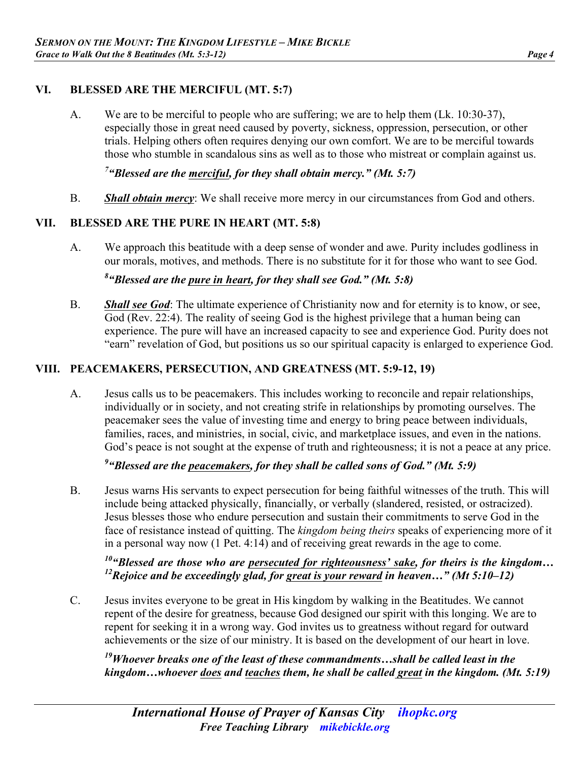## VI. BLESSED ARE THE MERCIFUL (MT. 5:7)

A. We are to be merciful to people who are suffering; we are to help them (Lk. 10:30-37), especially those in great need caused by poverty, sickness, oppression, persecution, or other trials. Helping others often requires denying our own comfort. We are to be merciful towards those who stumble in scandalous sins as well as to those who mistreat or complain against us.

***[7]"Blessed are the merciful, for they shall obtain mercy." (Mt. 5:7)***

B. ***Shall obtain mercy***: We shall receive more mercy in our circumstances from God and others.

## VII. BLESSED ARE THE PURE IN HEART (MT. 5:8)

A. We approach this beatitude with a deep sense of wonder and awe. Purity includes godliness in our morals, motives, and methods. There is no substitute for it for those who want to see God.

***[8]"Blessed are the pure in heart, for they shall see God." (Mt. 5:8)***

B. ***Shall see God***: The ultimate experience of Christianity now and for eternity is to know, or see, God (Rev. 22:4). The reality of seeing God is the highest privilege that a human being can experience. The pure will have an increased capacity to see and experience God. Purity does not "earn" revelation of God, but positions us so our spiritual capacity is enlarged to experience God.

## VIII. PEACEMAKERS, PERSECUTION, AND GREATNESS (MT. 5:9-12, 19)

A. Jesus calls us to be peacemakers. This includes working to reconcile and repair relationships, individually or in society, and not creating strife in relationships by promoting ourselves. The peacemaker sees the value of investing time and energy to bring peace between individuals, families, races, and ministries, in social, civic, and marketplace issues, and even in the nations. God's peace is not sought at the expense of truth and righteousness; it is not a peace at any price.

***[9]"Blessed are the peacemakers, for they shall be called sons of God." (Mt. 5:9)***

B. Jesus warns His servants to expect persecution for being faithful witnesses of the truth. This will include being attacked physically, financially, or verbally (slandered, resisted, or ostracized). Jesus blesses those who endure persecution and sustain their commitments to serve God in the face of resistance instead of quitting. The *kingdom being theirs* speaks of experiencing more of it in a personal way now (1 Pet. 4:14) and of receiving great rewards in the age to come.

***[10]"Blessed are those who are persecuted for righteousness' sake, for theirs is the kingdom… [12]Rejoice and be exceedingly glad, for great is your reward in heaven…" (Mt 5:10–12)***

C. Jesus invites everyone to be great in His kingdom by walking in the Beatitudes. We cannot repent of the desire for greatness, because God designed our spirit with this longing. We are to repent for seeking it in a wrong way. God invites us to greatness without regard for outward achievements or the size of our ministry. It is based on the development of our heart in love.

***[19]Whoever breaks one of the least of these commandments…shall be called least in the kingdom…whoever does and teaches them, he shall be called great in the kingdom. (Mt. 5:19)***